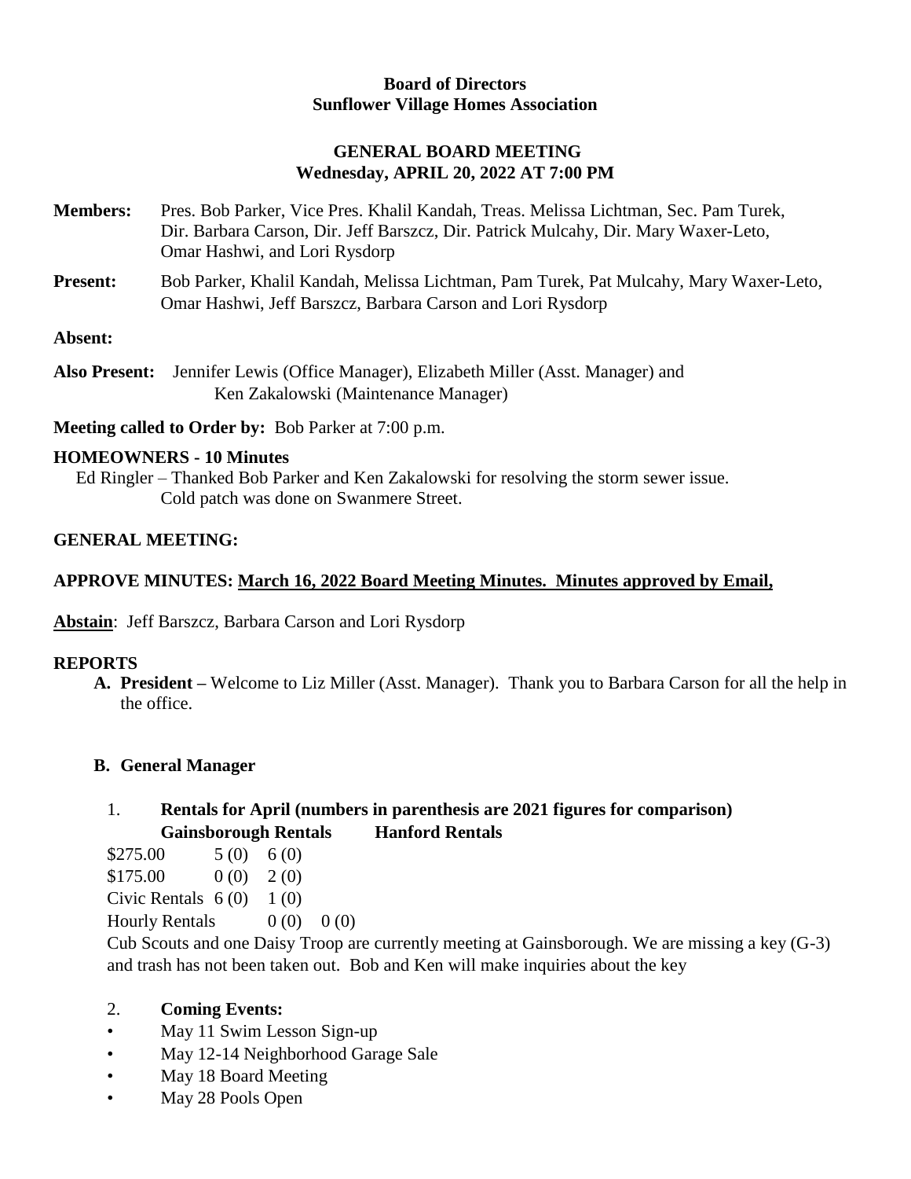**Board of Directors**
**Sunflower Village Homes Association**

**GENERAL BOARD MEETING**
**Wednesday, APRIL 20, 2022 AT 7:00 PM**

**Members:** Pres. Bob Parker, Vice Pres. Khalil Kandah, Treas. Melissa Lichtman, Sec. Pam Turek, Dir. Barbara Carson, Dir. Jeff Barszcz, Dir. Patrick Mulcahy, Dir. Mary Waxer-Leto, Omar Hashwi, and Lori Rysdorp

**Present:** Bob Parker, Khalil Kandah, Melissa Lichtman, Pam Turek, Pat Mulcahy, Mary Waxer-Leto, Omar Hashwi, Jeff Barszcz, Barbara Carson and Lori Rysdorp

**Absent:**

**Also Present:** Jennifer Lewis (Office Manager), Elizabeth Miller (Asst. Manager) and Ken Zakalowski (Maintenance Manager)

**Meeting called to Order by:** Bob Parker at 7:00 p.m.

**HOMEOWNERS - 10 Minutes**

Ed Ringler – Thanked Bob Parker and Ken Zakalowski for resolving the storm sewer issue. Cold patch was done on Swanmere Street.

**GENERAL MEETING:**

**APPROVE MINUTES: <u>March 16, 2022 Board Meeting Minutes. Minutes approved by Email,</u>**

**<u>Abstain</u>**: Jeff Barszcz, Barbara Carson and Lori Rysdorp

**REPORTS**

**A. President –** Welcome to Liz Miller (Asst. Manager). Thank you to Barbara Carson for all the help in the office.

**B. General Manager**

1. **Rentals for April (numbers in parenthesis are 2021 figures for comparison)**

| | Gainsborough Rentals | Hanford Rentals |
|---|---|---|
| $275.00 | 5 (0) | 6 (0) |
| $175.00 | 0 (0) | 2 (0) |
| Civic Rentals | 6 (0) | 1 (0) |
| Hourly Rentals | 0 (0) | 0 (0) |

Cub Scouts and one Daisy Troop are currently meeting at Gainsborough. We are missing a key (G-3) and trash has not been taken out. Bob and Ken will make inquiries about the key

2. **Coming Events:**

- May 11 Swim Lesson Sign-up
- May 12-14 Neighborhood Garage Sale
- May 18 Board Meeting
- May 28 Pools Open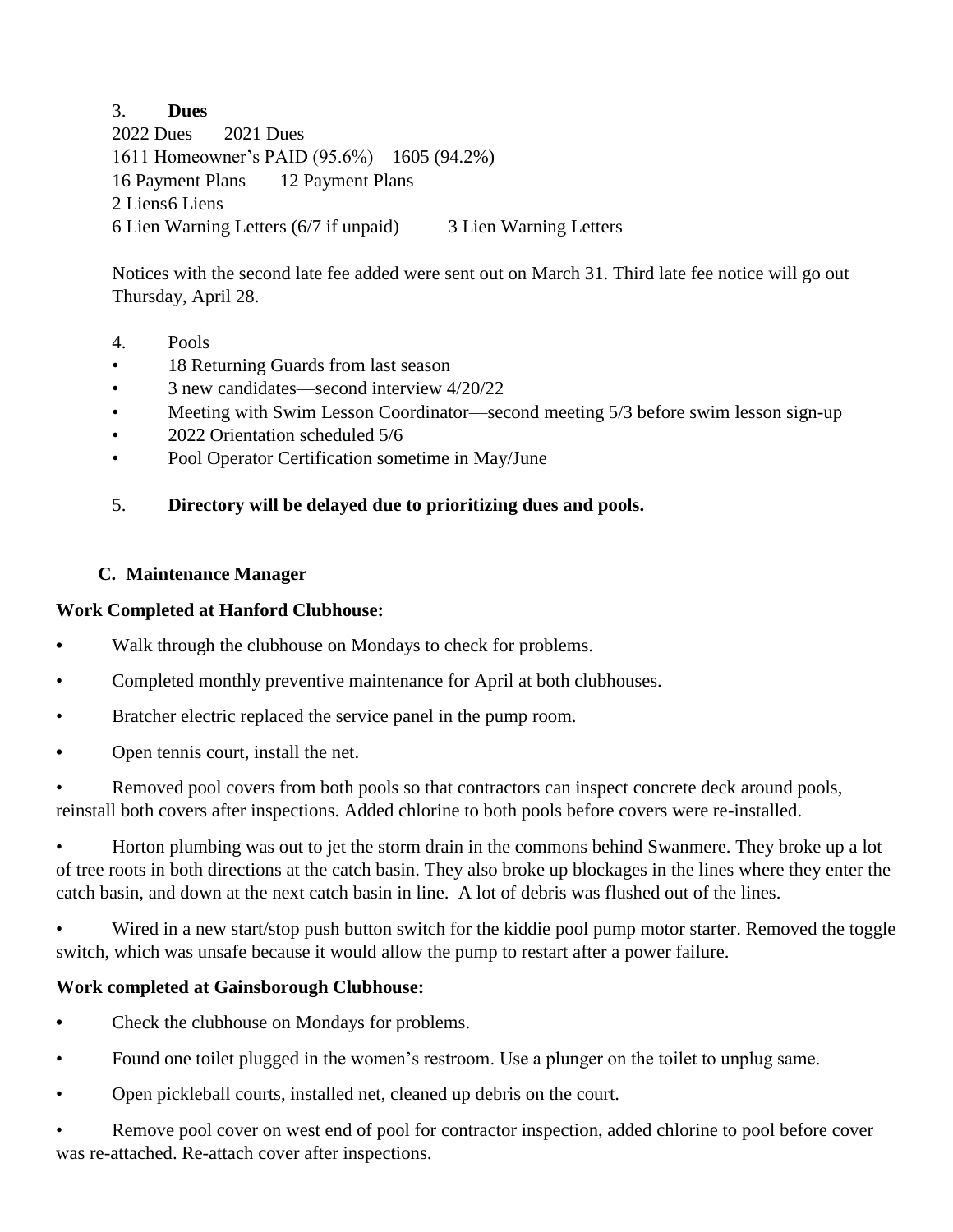3. **Dues**

| 2022 Dues | 2021 Dues |
| --- | --- |
| 1611 Homeowner's PAID (95.6%) | 1605 (94.2%) |
| 16 Payment Plans | 12 Payment Plans |
| 2 Liens | 6 Liens |
| 6 Lien Warning Letters (6/7 if unpaid) | 3 Lien Warning Letters |

Notices with the second late fee added were sent out on March 31. Third late fee notice will go out Thursday, April 28.

4. Pools

- 18 Returning Guards from last season
- 3 new candidates—second interview 4/20/22
- Meeting with Swim Lesson Coordinator—second meeting 5/3 before swim lesson sign-up
- 2022 Orientation scheduled 5/6
- Pool Operator Certification sometime in May/June

5. **Directory will be delayed due to prioritizing dues and pools.**

### C. Maintenance Manager

**Work Completed at Hanford Clubhouse:**

- Walk through the clubhouse on Mondays to check for problems.
- Completed monthly preventive maintenance for April at both clubhouses.
- Bratcher electric replaced the service panel in the pump room.
- Open tennis court, install the net.
- Removed pool covers from both pools so that contractors can inspect concrete deck around pools, reinstall both covers after inspections. Added chlorine to both pools before covers were re-installed.
- Horton plumbing was out to jet the storm drain in the commons behind Swanmere. They broke up a lot of tree roots in both directions at the catch basin. They also broke up blockages in the lines where they enter the catch basin, and down at the next catch basin in line. A lot of debris was flushed out of the lines.
- Wired in a new start/stop push button switch for the kiddie pool pump motor starter. Removed the toggle switch, which was unsafe because it would allow the pump to restart after a power failure.

**Work completed at Gainsborough Clubhouse:**

- Check the clubhouse on Mondays for problems.
- Found one toilet plugged in the women's restroom. Use a plunger on the toilet to unplug same.
- Open pickleball courts, installed net, cleaned up debris on the court.
- Remove pool cover on west end of pool for contractor inspection, added chlorine to pool before cover was re-attached. Re-attach cover after inspections.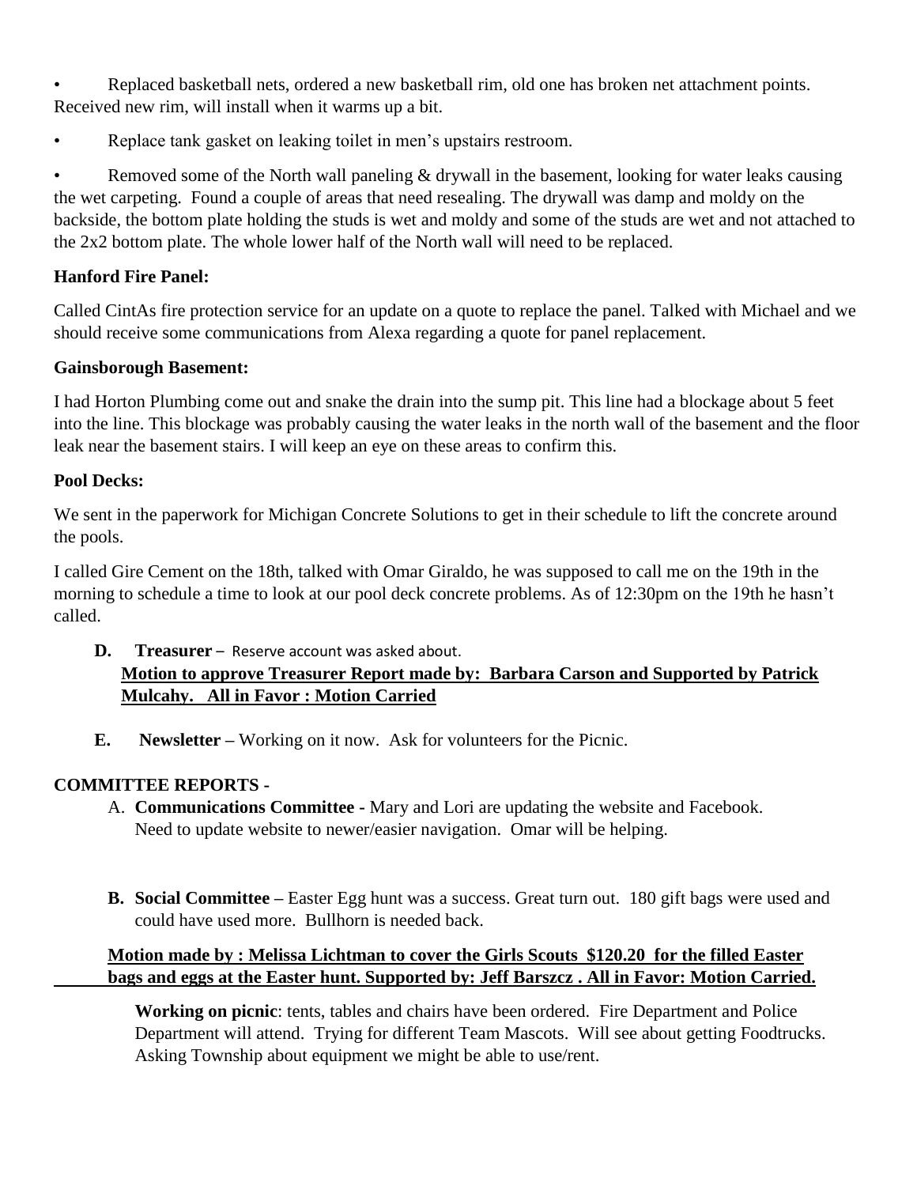- Replaced basketball nets, ordered a new basketball rim, old one has broken net attachment points. Received new rim, will install when it warms up a bit.
- Replace tank gasket on leaking toilet in men's upstairs restroom.
- Removed some of the North wall paneling & drywall in the basement, looking for water leaks causing the wet carpeting. Found a couple of areas that need resealing. The drywall was damp and moldy on the backside, the bottom plate holding the studs is wet and moldy and some of the studs are wet and not attached to the 2x2 bottom plate. The whole lower half of the North wall will need to be replaced.

**Hanford Fire Panel:**

Called CintAs fire protection service for an update on a quote to replace the panel. Talked with Michael and we should receive some communications from Alexa regarding a quote for panel replacement.

**Gainsborough Basement:**

I had Horton Plumbing come out and snake the drain into the sump pit. This line had a blockage about 5 feet into the line. This blockage was probably causing the water leaks in the north wall of the basement and the floor leak near the basement stairs. I will keep an eye on these areas to confirm this.

**Pool Decks:**

We sent in the paperwork for Michigan Concrete Solutions to get in their schedule to lift the concrete around the pools.

I called Gire Cement on the 18th, talked with Omar Giraldo, he was supposed to call me on the 19th in the morning to schedule a time to look at our pool deck concrete problems. As of 12:30pm on the 19th he hasn't called.

**D. Treasurer** – Reserve account was asked about.
**Motion to approve Treasurer Report made by: Barbara Carson and Supported by Patrick Mulcahy. All in Favor : Motion Carried**

**E. Newsletter** – Working on it now. Ask for volunteers for the Picnic.

## COMMITTEE REPORTS -

A. **Communications Committee -** Mary and Lori are updating the website and Facebook. Need to update website to newer/easier navigation. Omar will be helping.

B. **Social Committee –** Easter Egg hunt was a success. Great turn out. 180 gift bags were used and could have used more. Bullhorn is needed back.

**Motion made by : Melissa Lichtman to cover the Girls Scouts $120.20 for the filled Easter bags and eggs at the Easter hunt. Supported by: Jeff Barszcz . All in Favor: Motion Carried.**

**Working on picnic**: tents, tables and chairs have been ordered. Fire Department and Police Department will attend. Trying for different Team Mascots. Will see about getting Foodtrucks. Asking Township about equipment we might be able to use/rent.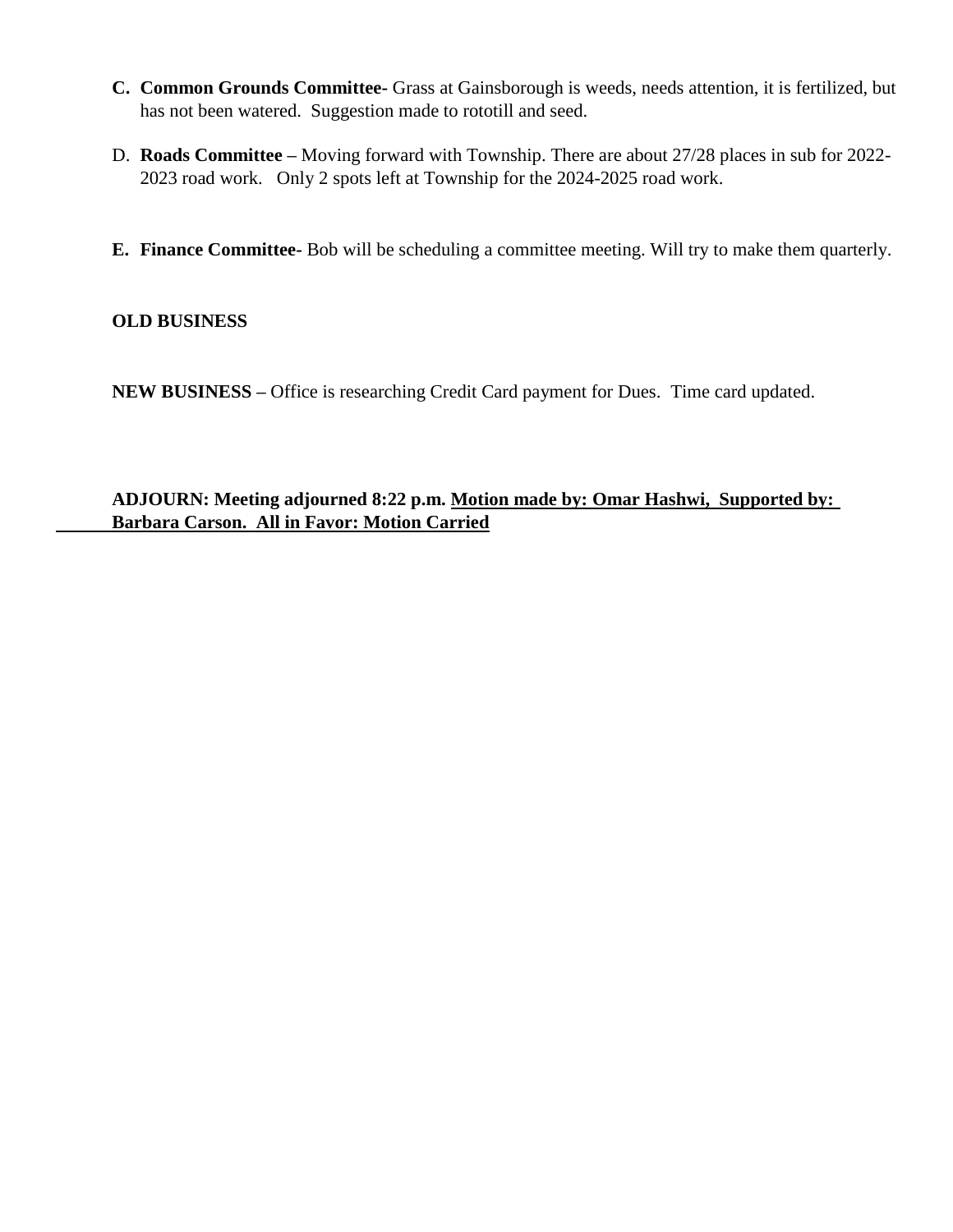C. **Common Grounds Committee**- Grass at Gainsborough is weeds, needs attention, it is fertilized, but has not been watered. Suggestion made to rototill and seed.

D. **Roads Committee** – Moving forward with Township. There are about 27/28 places in sub for 2022-2023 road work. Only 2 spots left at Township for the 2024-2025 road work.

E. **Finance Committee**- Bob will be scheduling a committee meeting. Will try to make them quarterly.

**OLD BUSINESS**

**NEW BUSINESS** – Office is researching Credit Card payment for Dues. Time card updated.

**ADJOURN: Meeting adjourned 8:22 p.m. Motion made by: Omar Hashwi, Supported by: Barbara Carson. All in Favor: Motion Carried**